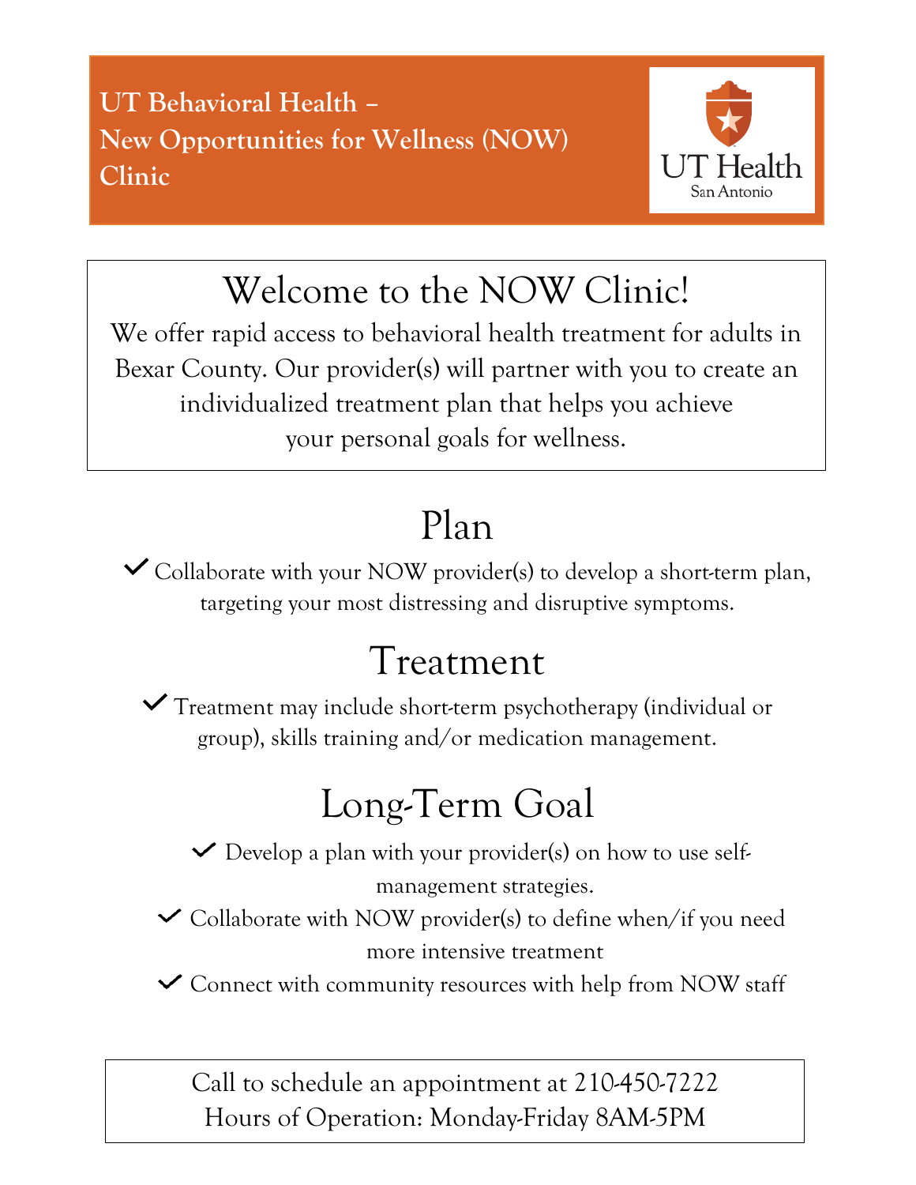**UT Behavioral Health – New Opportunities for Wellness (NOW) Clinic**

UT Health San Antonio

# Welcome to the NOW Clinic!

We offer rapid access to behavioral health treatment for adults in Bexar County. Our provider(s) will partner with you to create an individualized treatment plan that helps you achieve your personal goals for wellness.

## Plan

- ✓ Collaborate with your NOW provider(s) to develop a short-term plan, targeting your most distressing and disruptive symptoms.

## Treatment

- ✓ Treatment may include short-term psychotherapy (individual or group), skills training and/or medication management.

## Long-Term Goal

- ✓ Develop a plan with your provider(s) on how to use self-management strategies.
- ✓ Collaborate with NOW provider(s) to define when/if you need more intensive treatment
- ✓ Connect with community resources with help from NOW staff

Call to schedule an appointment at 210-450-7222
Hours of Operation: Monday-Friday 8AM-5PM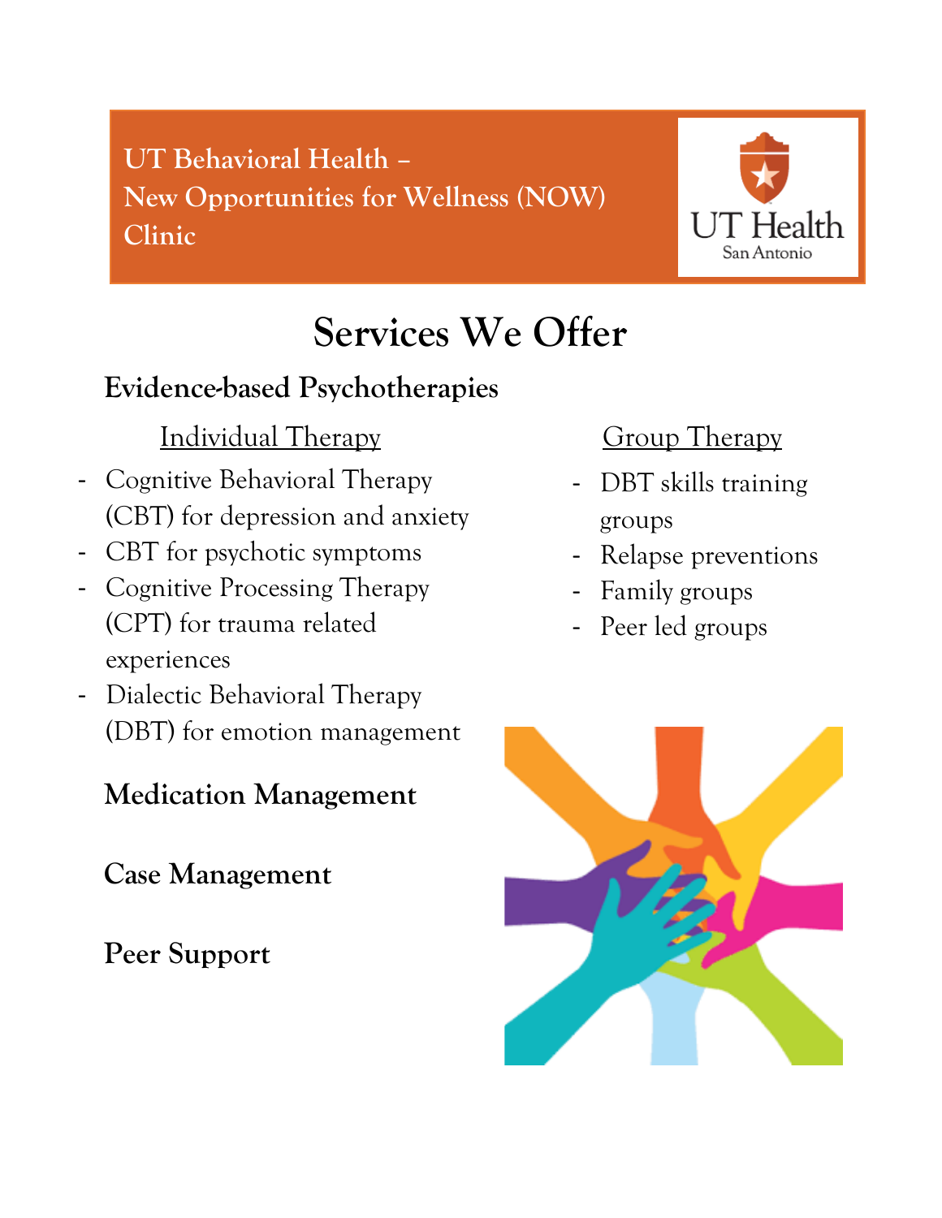UT Behavioral Health –
New Opportunities for Wellness (NOW)
Clinic

UT Health
San Antonio

# Services We Offer

## Evidence-based Psychotherapies

### Individual Therapy

- Cognitive Behavioral Therapy (CBT) for depression and anxiety
- CBT for psychotic symptoms
- Cognitive Processing Therapy (CPT) for trauma related experiences
- Dialectic Behavioral Therapy (DBT) for emotion management

### Group Therapy

- DBT skills training groups
- Relapse preventions
- Family groups
- Peer led groups

## Medication Management

## Case Management

## Peer Support